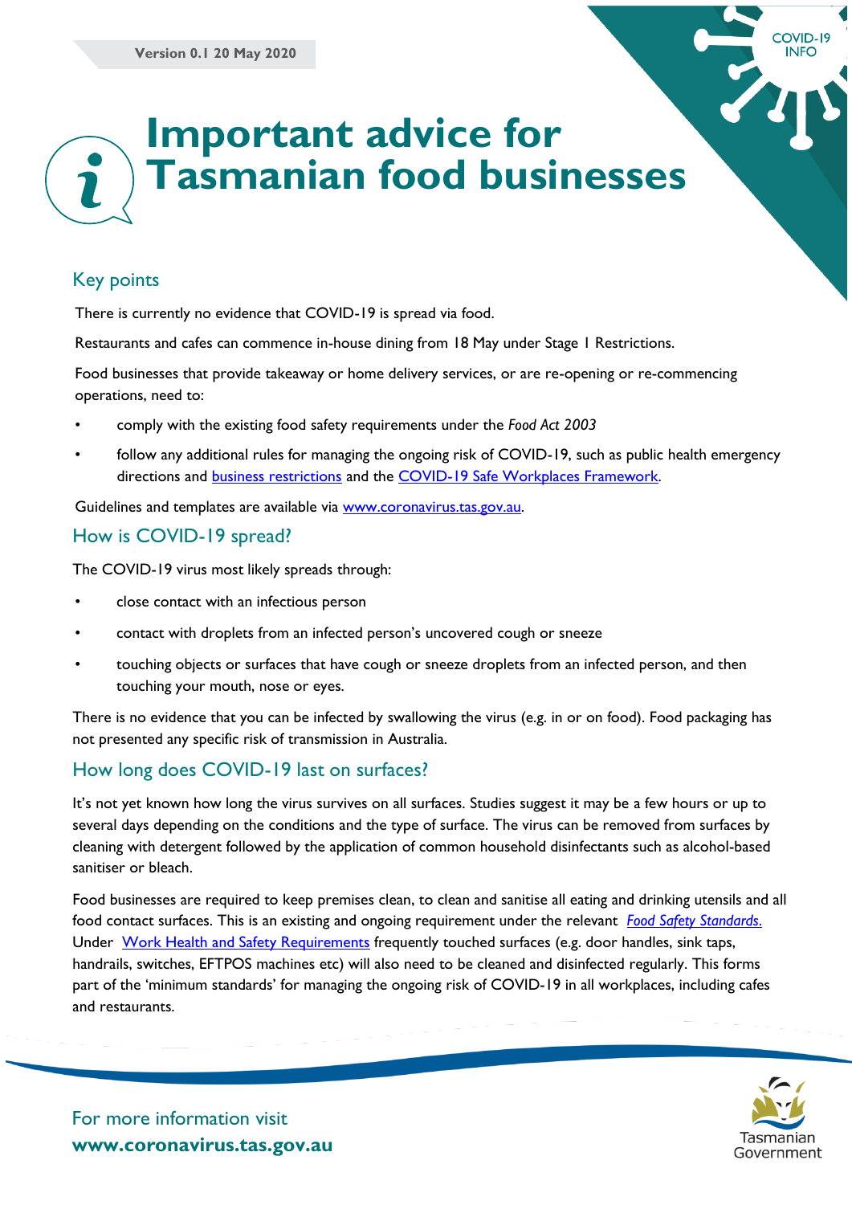Version 0.1 20 May 2020

# Important advice for Tasmanian food businesses

## Key points

There is currently no evidence that COVID-19 is spread via food.

Restaurants and cafes can commence in-house dining from 18 May under Stage 1 Restrictions.

Food businesses that provide takeaway or home delivery services, or are re-opening or re-commencing operations, need to:

- comply with the existing food safety requirements under the *Food Act 2003*
- follow any additional rules for managing the ongoing risk of COVID-19, such as public health emergency directions and business restrictions and the COVID-19 Safe Workplaces Framework.

Guidelines and templates are available via www.coronavirus.tas.gov.au.

## How is COVID-19 spread?

The COVID-19 virus most likely spreads through:

- close contact with an infectious person
- contact with droplets from an infected person's uncovered cough or sneeze
- touching objects or surfaces that have cough or sneeze droplets from an infected person, and then touching your mouth, nose or eyes.

There is no evidence that you can be infected by swallowing the virus (e.g. in or on food). Food packaging has not presented any specific risk of transmission in Australia.

## How long does COVID-19 last on surfaces?

It's not yet known how long the virus survives on all surfaces. Studies suggest it may be a few hours or up to several days depending on the conditions and the type of surface. The virus can be removed from surfaces by cleaning with detergent followed by the application of common household disinfectants such as alcohol-based sanitiser or bleach.

Food businesses are required to keep premises clean, to clean and sanitise all eating and drinking utensils and all food contact surfaces. This is an existing and ongoing requirement under the relevant *Food Safety Standards.* Under Work Health and Safety Requirements frequently touched surfaces (e.g. door handles, sink taps, handrails, switches, EFTPOS machines etc) will also need to be cleaned and disinfected regularly. This forms part of the 'minimum standards' for managing the ongoing risk of COVID-19 in all workplaces, including cafes and restaurants.

For more information visit
**www.coronavirus.tas.gov.au**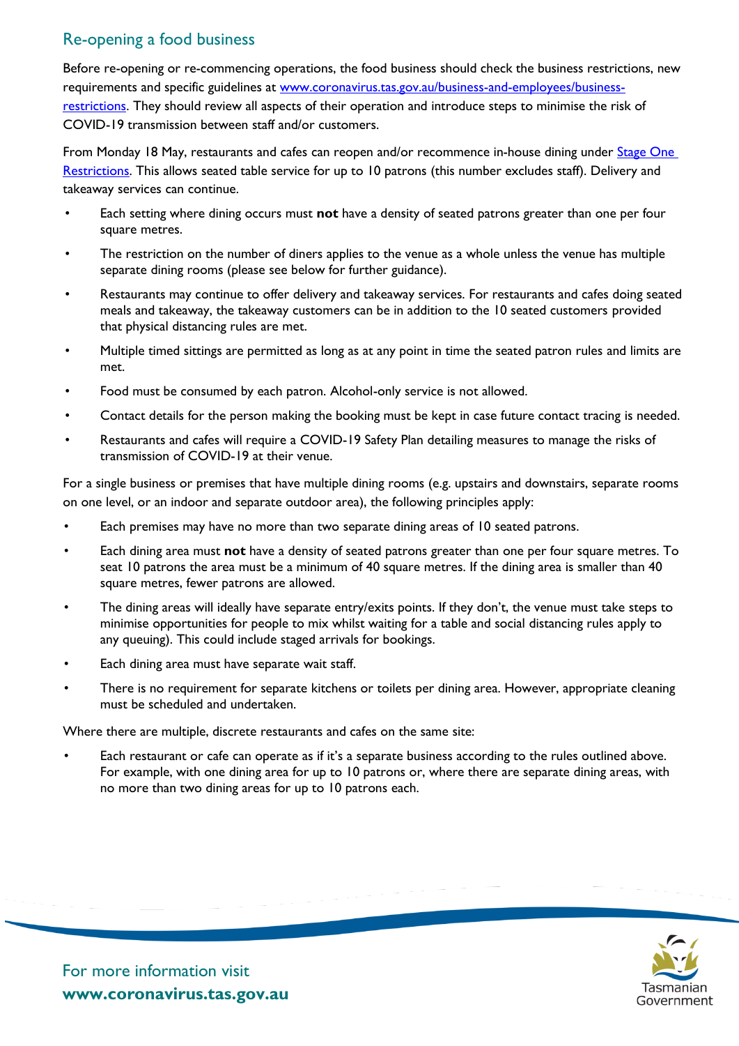## Re-opening a food business

Before re-opening or re-commencing operations, the food business should check the business restrictions, new requirements and specific guidelines at [www.coronavirus.tas.gov.au/business-and-employees/business-restrictions](www.coronavirus.tas.gov.au/business-and-employees/business-restrictions). They should review all aspects of their operation and introduce steps to minimise the risk of COVID-19 transmission between staff and/or customers.

From Monday 18 May, restaurants and cafes can reopen and/or recommence in-house dining under [Stage One Restrictions](). This allows seated table service for up to 10 patrons (this number excludes staff). Delivery and takeaway services can continue.

- Each setting where dining occurs must **not** have a density of seated patrons greater than one per four square metres.
- The restriction on the number of diners applies to the venue as a whole unless the venue has multiple separate dining rooms (please see below for further guidance).
- Restaurants may continue to offer delivery and takeaway services. For restaurants and cafes doing seated meals and takeaway, the takeaway customers can be in addition to the 10 seated customers provided that physical distancing rules are met.
- Multiple timed sittings are permitted as long as at any point in time the seated patron rules and limits are met.
- Food must be consumed by each patron. Alcohol-only service is not allowed.
- Contact details for the person making the booking must be kept in case future contact tracing is needed.
- Restaurants and cafes will require a COVID-19 Safety Plan detailing measures to manage the risks of transmission of COVID-19 at their venue.

For a single business or premises that have multiple dining rooms (e.g. upstairs and downstairs, separate rooms on one level, or an indoor and separate outdoor area), the following principles apply:

- Each premises may have no more than two separate dining areas of 10 seated patrons.
- Each dining area must **not** have a density of seated patrons greater than one per four square metres. To seat 10 patrons the area must be a minimum of 40 square metres. If the dining area is smaller than 40 square metres, fewer patrons are allowed.
- The dining areas will ideally have separate entry/exits points. If they don't, the venue must take steps to minimise opportunities for people to mix whilst waiting for a table and social distancing rules apply to any queuing). This could include staged arrivals for bookings.
- Each dining area must have separate wait staff.
- There is no requirement for separate kitchens or toilets per dining area. However, appropriate cleaning must be scheduled and undertaken.

Where there are multiple, discrete restaurants and cafes on the same site:

- Each restaurant or cafe can operate as if it's a separate business according to the rules outlined above. For example, with one dining area for up to 10 patrons or, where there are separate dining areas, with no more than two dining areas for up to 10 patrons each.

For more information visit
**www.coronavirus.tas.gov.au**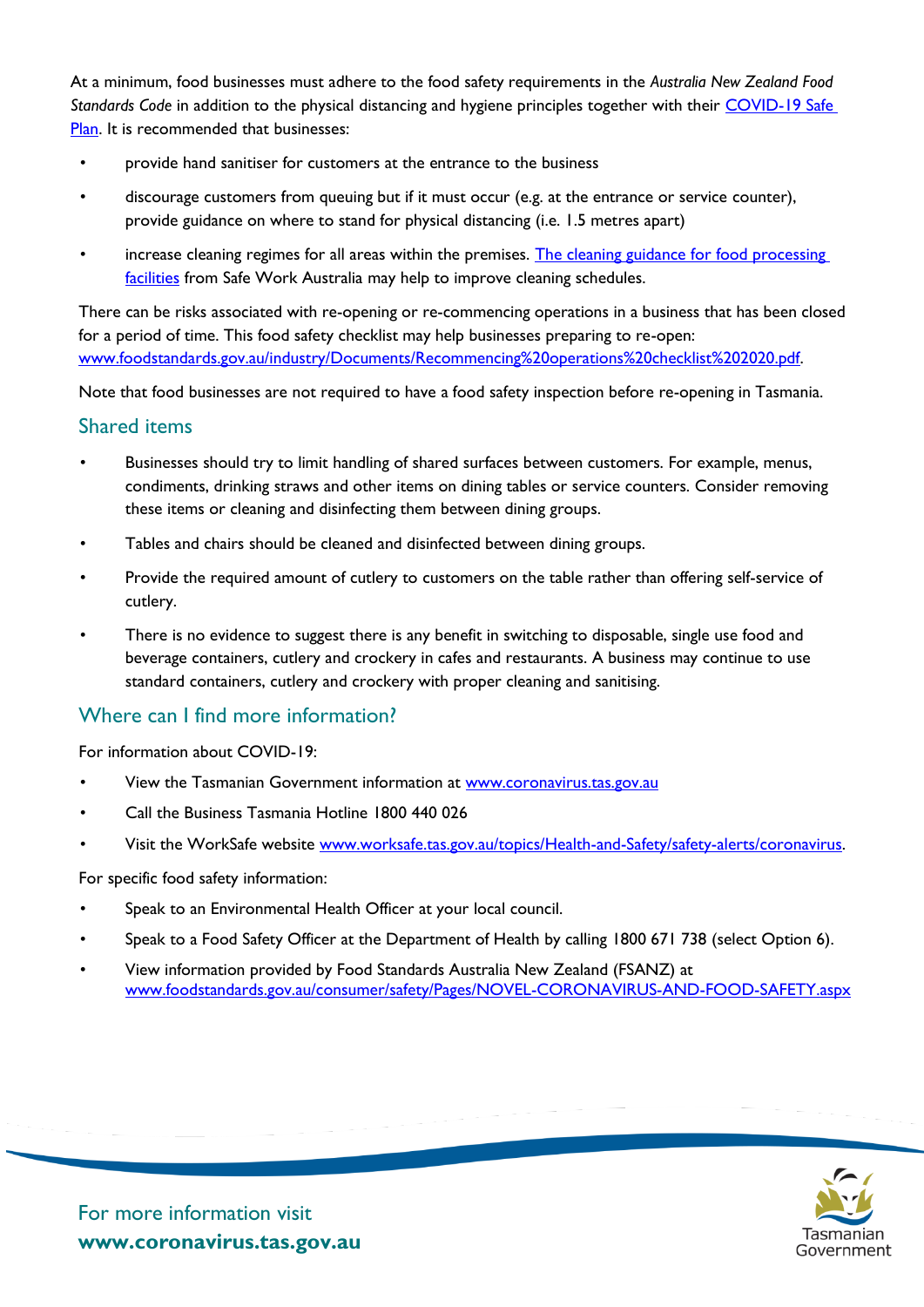At a minimum, food businesses must adhere to the food safety requirements in the *Australia New Zealand Food Standards Code* in addition to the physical distancing and hygiene principles together with their [COVID-19 Safe Plan](). It is recommended that businesses:

- provide hand sanitiser for customers at the entrance to the business
- discourage customers from queuing but if it must occur (e.g. at the entrance or service counter), provide guidance on where to stand for physical distancing (i.e. 1.5 metres apart)
- increase cleaning regimes for all areas within the premises. [The cleaning guidance for food processing facilities]() from Safe Work Australia may help to improve cleaning schedules.

There can be risks associated with re-opening or re-commencing operations in a business that has been closed for a period of time. This food safety checklist may help businesses preparing to re-open: www.foodstandards.gov.au/industry/Documents/Recommencing%20operations%20checklist%202020.pdf.

Note that food businesses are not required to have a food safety inspection before re-opening in Tasmania.

## Shared items

- Businesses should try to limit handling of shared surfaces between customers. For example, menus, condiments, drinking straws and other items on dining tables or service counters. Consider removing these items or cleaning and disinfecting them between dining groups.
- Tables and chairs should be cleaned and disinfected between dining groups.
- Provide the required amount of cutlery to customers on the table rather than offering self-service of cutlery.
- There is no evidence to suggest there is any benefit in switching to disposable, single use food and beverage containers, cutlery and crockery in cafes and restaurants. A business may continue to use standard containers, cutlery and crockery with proper cleaning and sanitising.

## Where can I find more information?

For information about COVID-19:

- View the Tasmanian Government information at www.coronavirus.tas.gov.au
- Call the Business Tasmania Hotline 1800 440 026
- Visit the WorkSafe website www.worksafe.tas.gov.au/topics/Health-and-Safety/safety-alerts/coronavirus.

For specific food safety information:

- Speak to an Environmental Health Officer at your local council.
- Speak to a Food Safety Officer at the Department of Health by calling 1800 671 738 (select Option 6).
- View information provided by Food Standards Australia New Zealand (FSANZ) at www.foodstandards.gov.au/consumer/safety/Pages/NOVEL-CORONAVIRUS-AND-FOOD-SAFETY.aspx

For more information visit
**www.coronavirus.tas.gov.au**